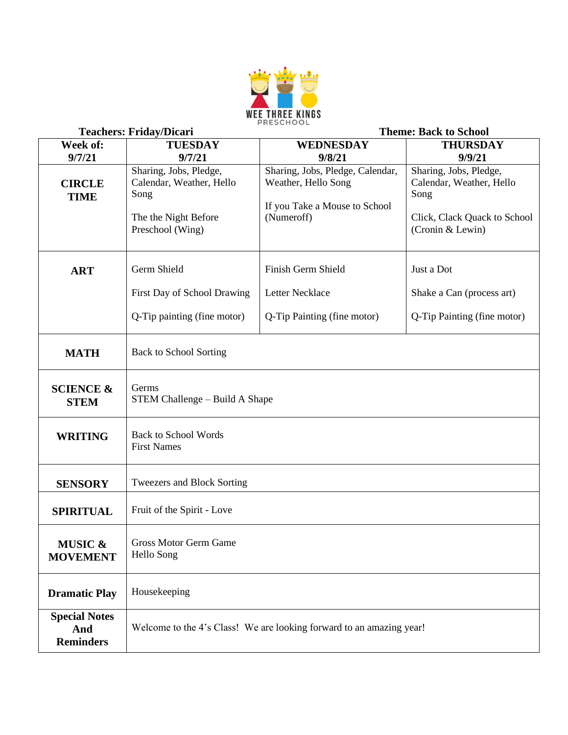WEE THREE KINGS PRESCHOOL

**Teachers: Friday/Dicari** | **Theme: Back to School**

| Week of: 9/7/21 | TUESDAY 9/7/21 | WEDNESDAY 9/8/21 | THURSDAY 9/9/21 |
|---|---|---|---|
| **CIRCLE TIME** | Sharing, Jobs, Pledge, Calendar, Weather, Hello Song<br><br>The the Night Before Preschool (Wing) | Sharing, Jobs, Pledge, Calendar, Weather, Hello Song<br><br>If you Take a Mouse to School (Numeroff) | Sharing, Jobs, Pledge, Calendar, Weather, Hello Song<br><br>Click, Clack Quack to School (Cronin & Lewin) |
| **ART** | Germ Shield<br><br>First Day of School Drawing<br><br>Q-Tip painting (fine motor) | Finish Germ Shield<br><br>Letter Necklace<br><br>Q-Tip Painting (fine motor) | Just a Dot<br><br>Shake a Can (process art)<br><br>Q-Tip Painting (fine motor) |
| **MATH** | Back to School Sorting | | |
| **SCIENCE & STEM** | Germs<br>STEM Challenge – Build A Shape | | |
| **WRITING** | Back to School Words<br>First Names | | |
| **SENSORY** | Tweezers and Block Sorting | | |
| **SPIRITUAL** | Fruit of the Spirit - Love | | |
| **MUSIC & MOVEMENT** | Gross Motor Germ Game<br>Hello Song | | |
| **Dramatic Play** | Housekeeping | | |
| **Special Notes And Reminders** | Welcome to the 4's Class! We are looking forward to an amazing year! | | |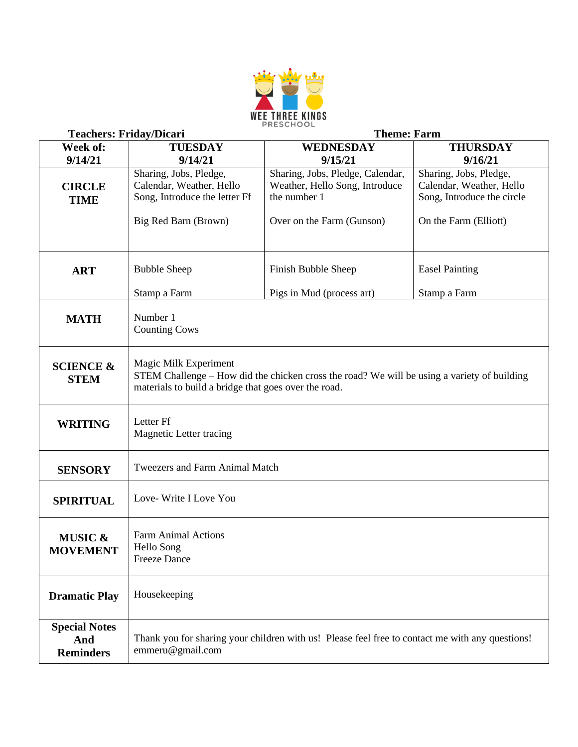WEE THREE KINGS PRESCHOOL

**Teachers: Friday/Dicari** **Theme: Farm**

| Week of: 9/14/21 | TUESDAY 9/14/21 | WEDNESDAY 9/15/21 | THURSDAY 9/16/21 |
|---|---|---|---|
| **CIRCLE TIME** | Sharing, Jobs, Pledge, Calendar, Weather, Hello Song, Introduce the letter Ff<br><br>Big Red Barn (Brown) | Sharing, Jobs, Pledge, Calendar, Weather, Hello Song, Introduce the number 1<br><br>Over on the Farm (Gunson) | Sharing, Jobs, Pledge, Calendar, Weather, Hello Song, Introduce the circle<br><br>On the Farm (Elliott) |
| **ART** | Bubble Sheep<br><br>Stamp a Farm | Finish Bubble Sheep<br><br>Pigs in Mud (process art) | Easel Painting<br><br>Stamp a Farm |
| **MATH** | Number 1<br>Counting Cows | | |
| **SCIENCE & STEM** | Magic Milk Experiment<br>STEM Challenge – How did the chicken cross the road? We will be using a variety of building materials to build a bridge that goes over the road. | | |
| **WRITING** | Letter Ff<br>Magnetic Letter tracing | | |
| **SENSORY** | Tweezers and Farm Animal Match | | |
| **SPIRITUAL** | Love- Write I Love You | | |
| **MUSIC & MOVEMENT** | Farm Animal Actions<br>Hello Song<br>Freeze Dance | | |
| **Dramatic Play** | Housekeeping | | |
| **Special Notes And Reminders** | Thank you for sharing your children with us! Please feel free to contact me with any questions! emmeru@gmail.com | | |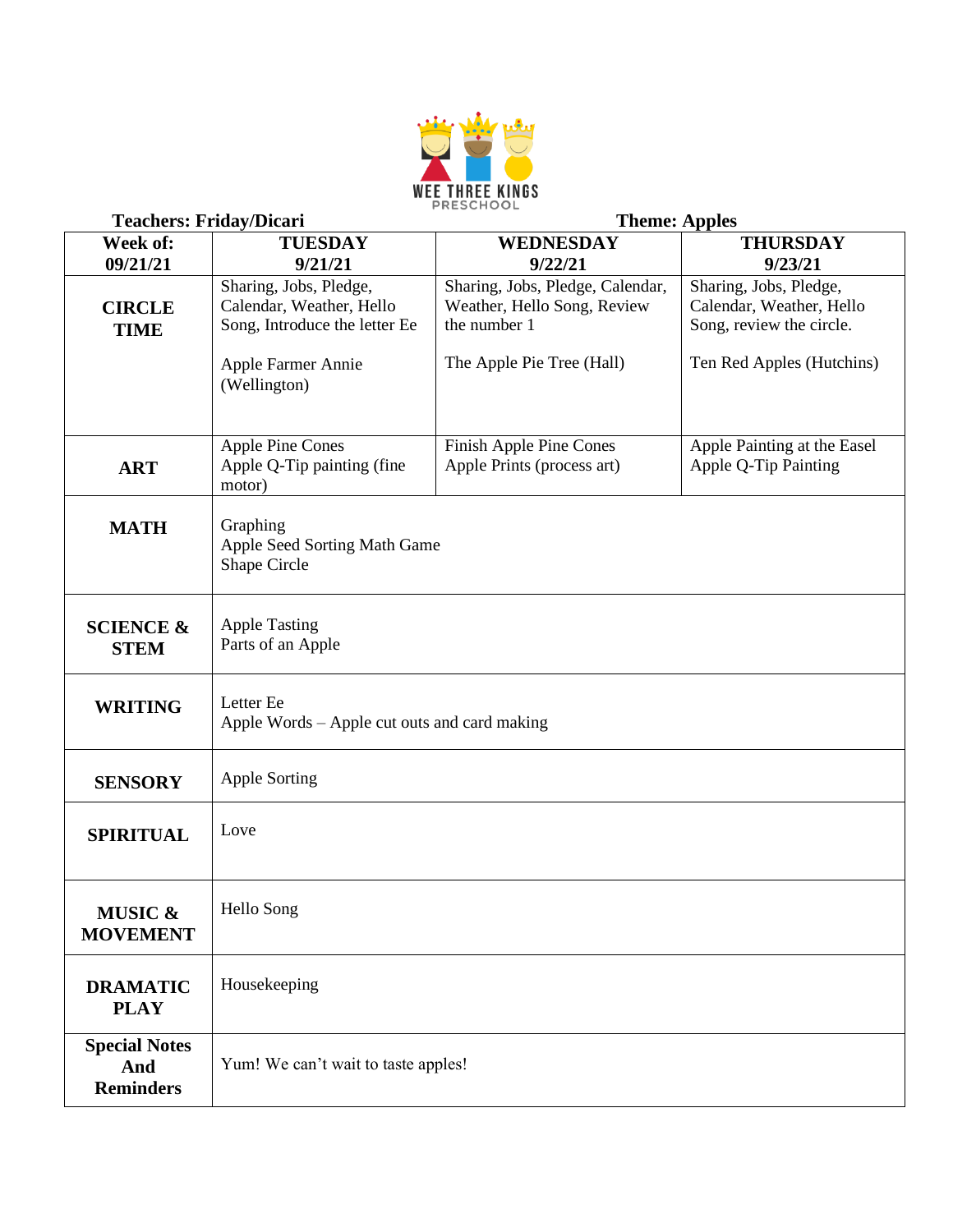WEE THREE KINGS PRESCHOOL

**Teachers: Friday/Dicari** **Theme: Apples**

| Week of: 09/21/21 | TUESDAY 9/21/21 | WEDNESDAY 9/22/21 | THURSDAY 9/23/21 |
|---|---|---|---|
| **CIRCLE TIME** | Sharing, Jobs, Pledge, Calendar, Weather, Hello Song, Introduce the letter Ee<br><br>Apple Farmer Annie (Wellington) | Sharing, Jobs, Pledge, Calendar, Weather, Hello Song, Review the number 1<br><br>The Apple Pie Tree (Hall) | Sharing, Jobs, Pledge, Calendar, Weather, Hello Song, review the circle.<br><br>Ten Red Apples (Hutchins) |
| **ART** | Apple Pine Cones<br>Apple Q-Tip painting (fine motor) | Finish Apple Pine Cones<br>Apple Prints (process art) | Apple Painting at the Easel<br>Apple Q-Tip Painting |
| **MATH** | Graphing<br>Apple Seed Sorting Math Game<br>Shape Circle | | |
| **SCIENCE & STEM** | Apple Tasting<br>Parts of an Apple | | |
| **WRITING** | Letter Ee<br>Apple Words – Apple cut outs and card making | | |
| **SENSORY** | Apple Sorting | | |
| **SPIRITUAL** | Love | | |
| **MUSIC & MOVEMENT** | Hello Song | | |
| **DRAMATIC PLAY** | Housekeeping | | |
| **Special Notes And Reminders** | Yum! We can't wait to taste apples! | | |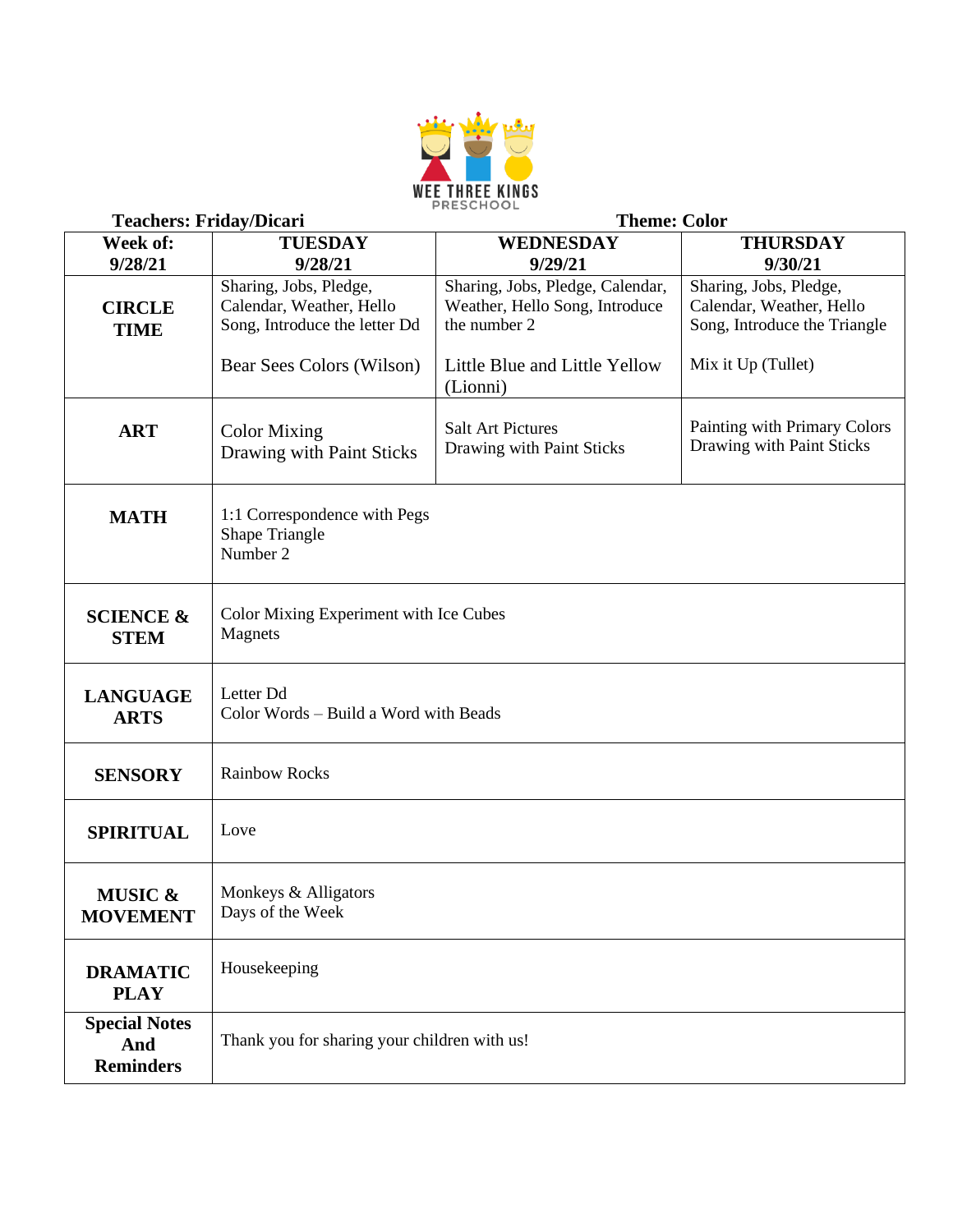WEE THREE KINGS
PRESCHOOL

**Teachers: Friday/Dicari** **Theme: Color**

| **Week of: 9/28/21** | **TUESDAY 9/28/21** | **WEDNESDAY 9/29/21** | **THURSDAY 9/30/21** |
|---|---|---|---|
| **CIRCLE TIME** | Sharing, Jobs, Pledge, Calendar, Weather, Hello Song, Introduce the letter Dd<br><br>Bear Sees Colors (Wilson) | Sharing, Jobs, Pledge, Calendar, Weather, Hello Song, Introduce the number 2<br><br>Little Blue and Little Yellow (Lionni) | Sharing, Jobs, Pledge, Calendar, Weather, Hello Song, Introduce the Triangle<br><br>Mix it Up (Tullet) |
| **ART** | Color Mixing<br>Drawing with Paint Sticks | Salt Art Pictures<br>Drawing with Paint Sticks | Painting with Primary Colors<br>Drawing with Paint Sticks |
| **MATH** | 1:1 Correspondence with Pegs<br>Shape Triangle<br>Number 2 | | |
| **SCIENCE & STEM** | Color Mixing Experiment with Ice Cubes<br>Magnets | | |
| **LANGUAGE ARTS** | Letter Dd<br>Color Words – Build a Word with Beads | | |
| **SENSORY** | Rainbow Rocks | | |
| **SPIRITUAL** | Love | | |
| **MUSIC & MOVEMENT** | Monkeys & Alligators<br>Days of the Week | | |
| **DRAMATIC PLAY** | Housekeeping | | |
| **Special Notes And Reminders** | Thank you for sharing your children with us! | | |